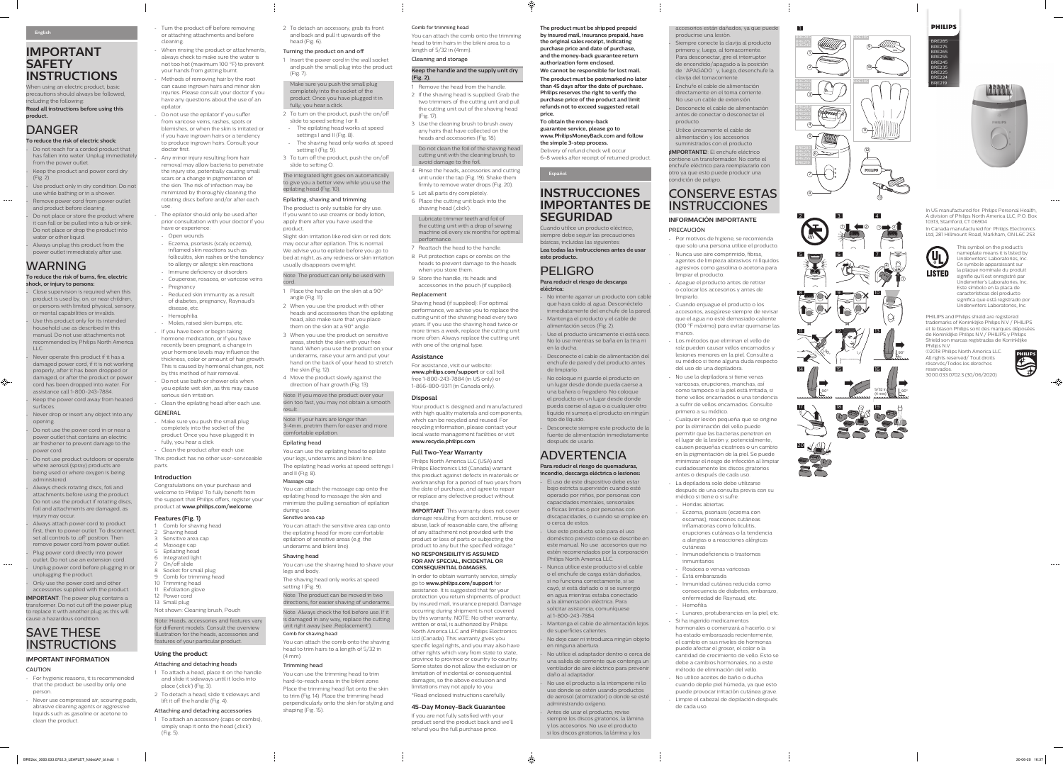English

# IMPORTANT SAFETY INSTRUCTIONS

When using an electric product, basic precautions should always be followed, including the following:

**Read all instructions before using this product.**

# DANGER

**To reduce the risk of electric shock:**

- Do not reach for a corded product that has fallen into water. Unplug immediately from the power outlet.
- Keep the product and power cord dry (Fig. 2).
- Use product only in dry condition. Do not use while bathing or in a shower.
- Remove power cord from power outlet and product before cleaning.
- Do not place or store the product where it can fall or be pulled into a tub or sink. Do not place or drop the product into water or other liquid.
- Always unplug this product from the power outlet immediately after use.

# WARNING

**To reduce the risk of burns, fire, electric shock, or injury to persons:**

- Close supervision is required when this product is used by, on, or near children, or persons with limited physical, sensory, or mental capabilities or invalids.
- Use this product only for its intended household use as described in this manual. Do not use attachments not recommended by Philips North America LLC.
- Never operate this product if it has a damaged power cord, if it is not working properly, after it has been dropped or damaged, or after the product or power cord has been dropped into water. For assistance call 1-800-243-7884.
- Keep the power cord away from heated surfaces.
- Never drop or insert any object into any opening.
- Do not use the power cord in or near a power outlet that contains an electric air freshener to prevent damage to the power cord.
- Do not use product outdoors or operate where aerosol (spray) products are being used or where oxygen is being administered.
- Always check rotating discs, foil and attachments before using the product. Do not use the product if rotating discs, foil and attachments are damaged, as injury may occur.
- Always attach power cord to product first, then to power outlet. To disconnect, set all controls to 'off' position. Then remove power cord from power outlet.
- Plug power cord directly into power outlet. Do not use an extension cord.
- Unplug power cord before plugging in or unplugging the product.
- Only use the power cord and other accessories supplied with the product.

**IMPORTANT**: The power plug contains a transformer. Do not cut off the power plug to replace it with another plug as this will cause a hazardous condition.

# SAVE THESE INSTRUCTIONS

## IMPORTANT INFORMATION

**CAUTION**

- For hygienic reasons, it is recommended that the product be used by only one person.
- Never use compressed air, scouring pads, abrasive cleaning agents or aggressive liquids such as gasoline or acetone to clean the product.
- Turn the product off before removing or attaching attachments and before cleaning.
- When rinsing the product or attachments, always check to make sure the water is not too hot (maximum 100 °F) to prevent your hands from getting burnt.
- Methods of removing hair by the root can cause ingrown hairs and minor skin injuries. Please consult your doctor if you have any questions about the use of an epilator.
- Do not use the epilator if you suffer from varicose veins, rashes, spots or blemishes, or when the skin is irritated or if you have ingrown hairs or a tendency to produce ingrown hairs. Consult your doctor first.
- Any minor injury resulting from hair removal may allow bacteria to penetrate the injury site, potentially causing small scars or a change in pigmentation of the skin. The risk of infection may be minimized by thoroughly cleaning the rotating discs before and/or after each use.
- The epilator should only be used after prior consultation with your doctor if you have or experience:
  - Open wounds
  - Eczema, psoriasis (scaly eczema), inflamed skin reactions such as folliculitis, skin rashes or the tendency to allergy or allergic skin reactions
  - Immune deficiency or disorders
  - Couperose, rosacea, or varicose veins
  - Pregnancy
  - Reduced skin immunity as a result of diabetes, pregnancy, Raynaud's disease, etc.
  - Hemophilia
  - Moles, raised skin bumps, etc.
- If you have been or begin taking hormone medication, or if you have recently been pregnant, a change in your hormone levels may influence the thickness, color or amount of hair growth. This is caused by hormonal changes, not by this method of hair removal.
- Do not use bath or shower oils when you epilate wet skin, as this may cause serious skin irritation.
- Clean the epilating head after each use.

**GENERAL**

- Make sure you push the small plug completely into the socket of the product. Once you have plugged it in fully, you hear a click.
- Clean the product after each use.

This product has no other user-serviceable parts.

### Introduction

Congratulations on your purchase and welcome to Philips! To fully benefit from the support that Philips offers, register your product at **www.philips.com/welcome**.

### Features (Fig. 1)

1. Comb for shaving head
2. Shaving head
3. Sensitive area cap
4. Massage cap
5. Epilating head
6. Integrated light
7. On/off slide
8. Socket for small plug
9. Comb for trimming head
10. Trimming head
11. Exfoliation glove
12. Power cord
13. Small plug

Not shown: Cleaning brush, Pouch

Note: Heads, accessories and features vary for different models. Consult the overview illustration for the heads, accessories and features of your particular product.

### Using the product

#### Attaching and detaching heads

1. To attach a head, place it on the handle and slide it sideways until it locks into place ('click') (Fig. 3).
2. To detach a head, slide it sideways and lift it off the handle (Fig. 4).

#### Attaching and detaching accessories

1. To attach an accessory (caps or combs), simply snap it onto the head ('click') (Fig. 5).
2. To detach an accessory, grab its front and back and pull it upwards off the head (Fig. 6).

#### Turning the product on and off

1. Insert the power cord in the wall socket and push the small plug into the product (Fig. 7).

Make sure you push the small plug completely into the socket of the product. Once you have plugged it in fully, you hear a click.

2. To turn on the product, push the on/off slide to speed setting I or II.
   - The epilating head works at speed settings I and II (Fig. 8).
   - The shaving head only works at speed setting I (Fig. 9).
3. To turn off the product, push the on/off slide to setting O.

The integrated light goes on automatically to give you a better view while you use the epilating head (Fig. 10).

#### Epilating, shaving and trimming

The product is only suitable for dry use. If you want to use creams or body lotion, apply them after you have used the product.

Slight skin irritation like red skin or red dots may occur after epilation. This is normal. We advise you to epilate before you go to bed at night, as any redness or skin irritation usually disappears overnight.

Note: The product can only be used with cord.

1. Place the handle on the skin at a 90° angle (Fig. 11).
2. When you use the product with other heads and accessories than the epilating head, also make sure that you place them on the skin at a 90° angle.
3. When you use the product on sensitive areas, stretch the skin with your free hand. When you use the product on your underarms, raise your arm and put your hand on the back of your head to stretch the skin (Fig. 12).
4. Move the product slowly against the direction of hair growth (Fig. 13).

Note: If you move the product over your skin too fast, you may not obtain a smooth result.

Note: If your hairs are longer than 3-4mm, pretrim them for easier and more comfortable epilation.

#### Epilating head

You can use the epilating head to epilate your legs, underarms and bikini line. The epilating head works at speed settings I and II (Fig. 8).

**Massage cap**

You can attach the massage cap onto the epilating head to massage the skin and minimize the pulling sensation of epilation during use.

**Senstive area cap**

You can attach the sensitive area cap onto the epilating head for more comfortable epilation of sensitive areas (e.g. the underarms and bikini line).

#### Shaving head

You can use the shaving head to shave your legs and body.

The shaving head only works at speed setting I (Fig. 9).

Note: The product can be moved in two directions, for easier shaving of underarms.

Note: Always check the foil before use. If it is damaged in any way, replace the cutting unit right away (see 'Replacement').

**Comb for shaving head**

You can attach the comb onto the shaving head to trim hairs to a length of 5/32 in (4 mm).

#### Trimming head

You can use the trimming head to trim hard-to-reach areas in the bikini zone. Place the trimming head flat onto the skin to trim (Fig. 14). Place the trimming head perpendicularly onto the skin for styling and shaping (Fig. 15).

**Comb for trimming head**

You can attach the comb onto the trimming head to trim hairs in the bikini area to a length of 5/32 in (4mm).

#### Cleaning and storage

**Keep the handle and the supply unit dry (Fig. 2).**

1. Remove the head from the handle.
2. If the shaving head is supplied: Grab the two trimmers of the cutting unit and pull the cutting unit out of the shaving head (Fig. 17).
3. Use the cleaning brush to brush away any hairs that have collected on the heads and accessories (Fig. 18).

Do not clean the foil of the shaving head cutting unit with the cleaning brush, to avoid damage to the foil.

4. Rinse the heads, accessories and cutting unit under the tap (Fig. 19). Shake them firmly to remove water drops (Fig. 20).
5. Let all parts dry completely.
6. Place the cutting unit back into the shaving head ('click').

Lubricate trimmer teeth and foil of the cutting unit with a drop of sewing machine oil every six months for optimal performance.

7. Reattach the head to the handle.
8. Put protection caps or combs on the heads to prevent damage to the heads when you store them.
9. Store the handle, its heads and accessories in the pouch (if supplied).

#### Replacement

Shaving head (if supplied): For optimal performance, we advise you to replace the cutting unit of the shaving head every two years. If you use the shaving head twice or more times a week, replace the cutting unit more often. Always replace the cutting unit with one of the original type.

### Assistance

For assistance, visit our website: **www.philips.com/support** or call toll free 1-800-243-7884 (in US only) or 1-866-800-9311 (in Canada only).

### Disposal

Your product is designed and manufactured with high quality materials and components, which can be recycled and reused. For recycling information, please contact your local waste management facilities or visit **www.recycle.philips.com**.

### Full Two-Year Warranty

Philips North America LLC (USA) and Philips Electronics Ltd (Canada) warrant this product against defects in materials or workmanship for a period of two years from the date of purchase, and agree to repair or replace any defective product without charge.

**IMPORTANT**: This warranty does not cover damage resulting from accident, misuse or abuse, lack of reasonable care, the affixing of any attachment not provided with the product or loss of parts or subjecting the product to any but the specified voltage.*

**NO RESPONSIBILITY IS ASSUMED FOR ANY SPECIAL, INCIDENTAL OR CONSEQUENTIAL DAMAGES.**

In order to obtain warranty service, simply go to **www.philips.com/support** for assistance. It is suggested that for your protection you return shipments of product by insured mail, insurance prepaid. Damage occurring during shipment is not covered by this warranty. NOTE: No other warranty, written or oral, is authorized by Philips North America LLC and Philips Electronics Ltd (Canada). This warranty gives you specific legal rights, and you may also have other rights which vary from state to state, province to province or country to country. Some states do not allow the exclusion or limitation of incidental or consequential damages, so the above exclusion and limitations may not apply to you.

*Read enclosed instructions carefully.

### 45-Day Money-Back Guarantee

If you are not fully satisfied with your product send the product back and we'll refund you the full purchase price.

**The product must be shipped prepaid by insured mail, insurance prepaid, have the original sales receipt, indicating purchase price and date of purchase, and the money-back guarantee return authorization form enclosed.**

**We cannot be responsible for lost mail.**

**The product must be postmarked no later than 45 days after the date of purchase. Philips reserves the right to verify the purchase price of the product and limit refunds not to exceed suggested retail price.**

**To obtain the money-back guarantee service, please go to www.PhilipsMoneyBack.com and follow the simple 3-step process.**

Delivery of refund check will occur 6-8 weeks after receipt of returned product.

Español

# INSTRUCCIONES IMPORTANTES DE SEGURIDAD

Cuando utilice un producto eléctrico, siempre debe seguir las precauciones básicas, incluidas las siguientes:

**Lea todas las instrucciones antes de usar este producto.**

# PELIGRO

**Para reducir el riesgo de descarga eléctrica:**

- No intente agarrar un producto con cable que haya caído al agua. Desconéctelo inmediatamente del enchufe de la pared.
- Mantenga el producto y el cable de alimentación secos (Fig. 2).
- Use el producto únicamente si está seco. No lo use mientras se baña en la tina ni en la ducha.
- Desconecte el cable de alimentación del enchufe de pared y del producto antes de limpiarlo.
- No coloque ni guarde el producto en un lugar desde donde pueda caerse a una bañera o fregadero. No coloque el producto en un lugar desde donde pueda caerse al agua o a cualquier otro líquido ni sumerja el producto en ningún tipo de líquido.
- Desconecte siempre este producto de la fuente de alimentación inmediatamente después de usarlo.

# ADVERTENCIA

**Para reducir el riesgo de quemaduras, incendio, descarga eléctrica o lesiones:**

- El uso de este dispositivo debe estar bajo estricta supervisión cuando esté operado por niños, por personas con capacidades mentales, sensoriales o físicas limitas o por personas con discapacidades, o cuando se emplee en o cerca de estos.
- Use este producto solo para el uso doméstico previsto como se describe en este manual. No use accesorios que no estén recomendados por la corporación Philips North America LLC.
- Nunca utilice este producto si el cable o el enchufe de carga están dañados, si no funciona correctamente, si se cayó, si está dañado o si se sumergió en agua mientras estaba conectado a la alimentación eléctrica. Para solicitar asistencia, comuníquese al 1-800-243-7884.
- Mantenga el cable de alimentación lejos de superficies calientes.
- No deje caer ni introduzca ningún objeto en ninguna abertura.
- No utilice el adaptador dentro o cerca de una salida de corriente que contenga un ventilador de aire eléctrico para prevenir daño al adaptador.
- No use el producto a la intemperie ni lo use donde se estén usando productos de aerosol (atomizador) o donde se esté administrando oxígeno.
- Antes de usar el producto, revise siempre los discos giratorios, la lámina y los accesorios. No use el producto si los discos giratorios, la lámina y los accesorios están dañados, ya que puede producirse una lesión.
- Siempre conecte la clavija al producto primero y, luego, al tomacorriente. Para desconectar, gire el interruptor de encendido/apagado a la posición de "APAGADO" y, luego, desenchufe la clavija del tomacorriente.
- Enchufe el cable de alimentación directamente en el toma corriente. No use un cable de extensión.
- Desconecte el cable de alimentación antes de conectar o desconectar el producto.
- Utilice únicamente el cable de alimentación y los accesorios suministrados con el producto.

**¡IMPORTANTE!**: El enchufe eléctrico contiene un transformador. No corte el enchufe eléctrico para reemplazarlo con otro ya que esto puede producir una condición de peligro.

# CONSERVE ESTAS INSTRUCCIONES

## INFORMACIÓN IMPORTANTE

**PRECAUCIÓN**

- Por motivos de higiene, se recomienda que solo una persona utilice el producto.
- Nunca use aire comprimido, fibras, agentes de limpieza abrasivos ni líquidos agresivos como gasolina o acetona para limpiar el producto.
- Apague el producto antes de retirar o colocar los accesorios y antes de limpiarlo.
- Cuando enjuague el producto o los accesorios, asegúrese siempre de revisar que el agua no esté demasiado caliente (100 °F máximo) para evitar quemarse las manos.
- Los métodos que eliminan el vello de raíz pueden causar vellos encarnados y lesiones menores en la piel. Consulte a su médico si tiene alguna duda respecto del uso de una depiladora.
- No use la depiladora si tiene venas varicosas, erupciones, manchas, así como tampoco si la piel está irritada, si tiene vellos encarnados o una tendencia a sufrir de vellos encarnados. Consulte primero a su médico.
- Cualquier lesión pequeña que se origine por la eliminación del vello puede permitir que las bacterias penetren en el lugar de la lesión y, potencialmente, causen pequeñas cicatrices o un cambio en la pigmentación de la piel. Se puede minimizar el riesgo de infección al limpiar cuidadosamente los discos giratorios antes o después de cada uso.
- La depiladora solo debe utilizarse después de una consulta previa con su médico si tiene o si sufre:
  - Heridas abiertas
  - Eczema, psoriasis (eczema con escamas), reacciones cutáneas inflamatorias como foliculitis, erupciones cutáneas o la tendencia a alergias o a reacciones alérgicas cutáneas
  - Inmunodeficiencia o trastornos inmunitarios
  - Rosácea o venas varicosas
  - Está embarazada
  - Inmunidad cutánea reducida como consecuencia de diabetes, embarazo, enfermedad de Raynaud, etc.
  - Hemofilia
  - Lunares, protuberancias en la piel, etc.
- Si ha ingerido medicamentos hormonales o comenzará a hacerlo, o si ha estado embarazada recientemente, el cambio en sus niveles de hormonas puede afectar el grosor, el color o la cantidad de crecimiento de vello. Esto se debe a cambios hormonales, no a este método de eliminación del vello.
- No utilice aceites de baño o ducha cuando depile piel húmeda, ya que esto puede provocar irritación cutánea grave.
- Limpie el cabezal de depilación después de cada uso.

PHILIPS

BRE285
BRE275
BRE265
BRE255
BRE245
BRE235
BRE225
BRE224
BRE219

In US manufactured for: Philips Personal Health, A division of Philips North America LLC, P.O. Box 10313, Stamford, CT 06904

In Canada manufactured for: Philips Electronics Ltd, 281 Hillmount Road, Markham, ON L6C 2S3

This symbol on the product's nameplate means it is listed by Underwriters' Laboratories, Inc. Ce symbole apparaissant sur la plaque nominale du produit signifie qu'il est enregistré par Underwriter's Laboratories, Inc. Este símbolo en la placa de características del producto significa que está registrado por Underwriters Laboratories, Inc.

PHILIPS and Philips shield are registered trademarks of Koninklijke Philips N.V. / PHILIPS et le blason Philips sont des marques déposées de Koninklijke Philips N.V. / PHILIPS y Philips Shield son marcas registradas de Koninklijke Philips N.V.

©2018 Philips North America LLC
All rights reserved/ Tout droits réservés/Todos los derechos reservados.
3000.033.0702.3 (30/06/2020)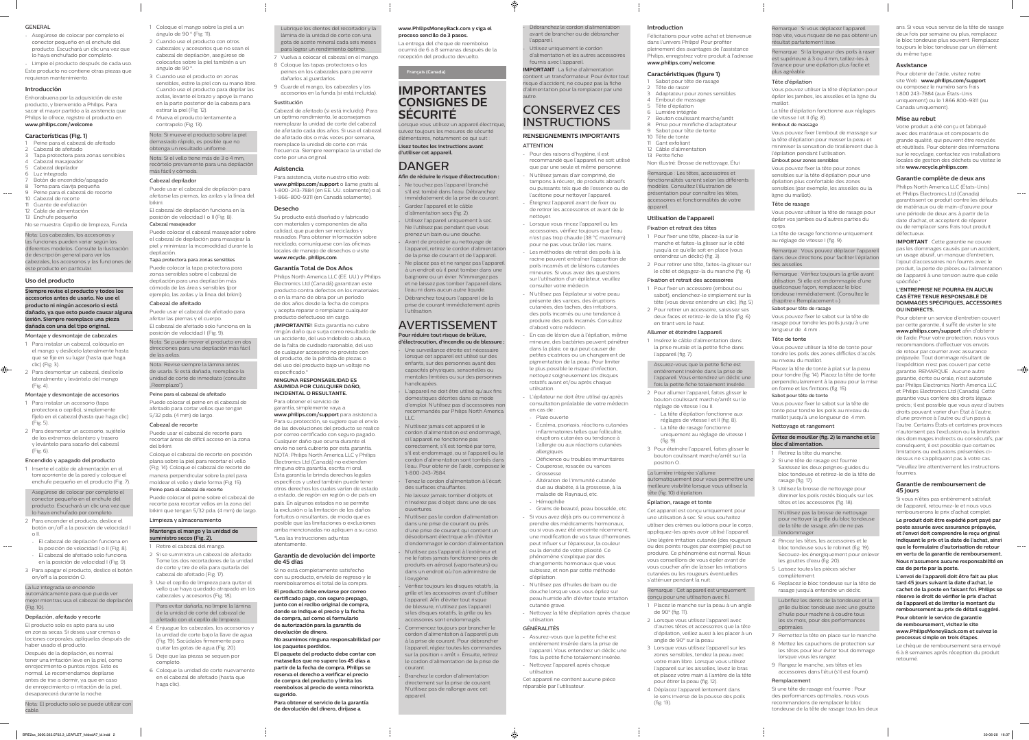## GENERAL

- Asegúrese de colocar por completo el conector pequeño en el enchufe del producto. Escuchará un clic una vez que lo haya enchufado por completo.
- Limpie el producto después de cada uso.

Este producto no contiene otras piezas que requieran mantenimiento.

## Introducción

Enhorabuena por la adquisición de este producto, y bienvenido a Philips. Para sacar el mayor partido a la asistencia que Philips le ofrece, registre el producto en **www.philips.com/welcome**.

## Características (Fig. 1)

1 Peine para el cabezal de afeitado
2 Cabezal de afeitado
3 Tapa protectora para zonas sensibles
4 Cabezal masajeador
5 Cabezal depilador
6 Luz integrada
7 Botón de encendido/apagado
8 Toma para clavija pequeña
9 Peine para el cabezal de recorte
10 Cabezal de recorte
11 Guante de exfoliación
12 Cable de alimentación
13 Enchufe pequeño

No se muestra: Cepillo de limpieza, Funda

Nota: Los cabezales, los accesorios y las funciones pueden variar según los diferentes modelos. Consulte la ilustración de descripción general para ver los cabezales, los accesorios y las funciones de este producto en particular.

## Uso del producto

**Siempre revise el producto y todos los accesorios antes de usarlo. No use el producto ni ningún accesorio si está dañado, ya que esto puede causar alguna lesión. Siempre reemplace una pieza dañada con una del tipo original.**

### Montaje y desmontaje de cabezales

1 Para instalar un cabezal, colóquelo en el mango y deslícelo lateralmente hasta que se fije en su lugar (hasta que haga clic) (Fig. 3).
2 Para desmontar un cabezal, deslícelo lateralmente y levántelo del mango (Fig. 4).

### Montaje y desmontaje de accesorios

1 Para instalar un accesorio (tapa protectora o cepillo), simplemente fíjelo en el cabezal (hasta que haga clic) (Fig. 5).
2 Para desmontar un accesorio, sujételo de los extremos delantero y trasero y levántelo para sacarlo del cabezal (Fig. 6).

### Encendido y apagado del producto

1 Inserte el cable de alimentación en el tomacorriente de la pared y coloque el enchufe pequeño en el producto (Fig. 7).

Asegúrese de colocar por completo el conector pequeño en el enchufe del producto. Escuchará un clic una vez que lo haya enchufado por completo.

2 Para encender el producto, deslice el botón on/off a la posición de velocidad I o II.
   - El cabezal de depilación funciona en la posición de velocidad I o II (Fig. 8).
   - El cabezal de afeitado solo funciona en la posición de velocidad I (Fig. 9).
3 Para apagar el producto, deslice el botón on/off a la posición O.

La luz integrada se enciende automáticamente para que pueda ver mejor mientras usa el cabezal de depilación (Fig. 10).

### Depilación, afeitado y recorte

El producto solo es apto para su uso en zonas secas. Si desea usar cremas o lociones corporales, aplíquelas después de haber usado el producto.

Después de la depilación, es normal tener una irritación leve en la piel, como enrojecimiento o puntos rojos. Esto es normal. Le recomendamos depilarse antes de irse a dormir, ya que en caso de enrojecimiento o irritación de la piel, desaparecerá durante la noche.

Nota: El producto solo se puede utilizar con cable.

1 Coloque el mango sobre la piel a un ángulo de 90 ° (Fig. 11).
2 Cuando use el producto con otros cabezales y accesorios que no sean el cabezal de depilación, asegúrese de colocarlos sobre la piel también a un ángulo de 90 °.
3 Cuando use el producto en zonas sensibles, estire la piel con su mano libre. Cuando use el producto para depilar las axilas, levante el brazo y apoye la mano en la parte posterior de la cabeza para estirar la piel (Fig. 12).
4 Mueva el producto lentamente a contrapelo (Fig. 13).

Nota: Si mueve el producto sobre la piel demasiado rápido, es posible que no obtenga un resultado uniforme.

Nota: Si el vello tiene más de 3 o 4 mm, recórtelo previamente para una depilación más fácil y cómoda.

### Cabezal depilador

Puede usar el cabezal de depilación para afeitarse las piernas, las axilas y la línea del bikini.

El cabezal de depilación funciona en la posición de velocidad I o II (Fig. 8).

#### Cabezal masajeador

Puede colocar el cabezal masajeador sobre el cabezal de depilación para masajear la piel y minimizar la incomodidad durante la depilación.

#### Tapa protectora para zonas sensibles

Puede colocar la tapa protectora para zonas sensibles sobre el cabezal de depilación para una depilación más cómoda de las áreas sensibles (por ejemplo, las axilas y la línea del bikini).

### Cabezal de afeitado

Puede usar el cabezal de afeitado para afeitar las piernas y el cuerpo.

El cabezal de afeitado solo funciona en la posición de velocidad I (Fig. 9).

Nota: Se puede mover el producto en dos direcciones para una depilación más fácil de las axilas.

Nota: Revise siempre la lámina antes de usarla. Si está dañada, reemplace la unidad de corte de inmediato (consulte „Reemplazo").

#### Peine para el cabezal de afeitado

Puede colocar el peine en el cabezal de afeitado para cortar vellos que tengan 5/32 pda. (4 mm) de largo.

### Cabezal de recorte

Puede usar el cabezal de recorte para recortar áreas de difícil acceso en la zona del bikini.

Coloque el cabezal de recorte en posición plana sobre la piel para recortar el vello (Fig. 14). Coloque el cabezal de recorte de manera perpendicular sobre la piel para moldear el vello y darle forma (Fig. 15).

#### Peine para el cabezal de recorte

Puede colocar el peine sobre el cabezal de recorte para recortar vellos en la zona del bikini que tengan 5/32 pda. (4 mm) de largo.

### Limpieza y almacenamiento

**Mantenga el mango y la unidad de suministro secos (Fig. 2).**

1 Retire el cabezal del mango.
2 Si se suministra un cabezal de afeitado: Tome los dos recortadores de la unidad de corte y tire de ella para quitarla del cabezal de afeitado (Fig. 17).
3 Use el cepillo de limpieza para quitar el vello que haya quedado atrapado en los cabezales y accesorios (Fig. 18).

Para evitar dañarla, no limpie la lámina de la unidad de corte del cabezal de afeitado con el cepillo de limpieza.

4 Enjuague los cabezales, los accesorios y la unidad de corte bajo la llave de agua (Fig. 19). Sacúdalos firmemente para quitar las gotas de agua (Fig. 20).
5 Deje que las piezas se sequen por completo.
6 Coloque la unidad de corte nuevamente en el cabezal de afeitado (hasta que haga clic).

Lubrique los dientes del recortador y la lámina de la unidad de corte con una gota de aceite mineral cada seis meses para lograr un rendimiento óptimo.

7 Vuelva a colocar el cabezal en el mango.
8 Coloque las tapas protectoras o los peines en los cabezales para prevenir dañarlos al guardarlos.
9 Guarde el mango, los cabezales y los accesorios en la funda (si está incluida).

### Sustitución

Cabezal de afeitado (si está incluido): Para un óptimo rendimiento, le aconsejamos reemplazar la unidad de corte del cabezal de afeitado cada dos años. Si usa el cabezal de afeitado dos o más veces por semana, reemplace la unidad de corte con más frecuencia. Siempre reemplace la unidad de corte por una original.

### Asistencia

Para asistencia, visite nuestro sitio web: **www.philips.com/support** o llame gratis al 1-800-243-7884 (en EE. UU. solamente) o al 1-866-800-9311 (en Canadá solamente).

### Desecho

Su producto está diseñado y fabricado con materiales y componentes de alta calidad, que pueden ser reciclados y reusados. Para obtener información sobre reciclado, comuníquese con las oficinas locales de manejo de desechos o visite **www.recycle. philips.com**

### Garantía Total de Dos Años

Philips North America LLC (EE. UU.) y Philips Electronics Ltd (Canadá) garantizan este producto contra defectos en los materiales o en la mano de obra por un período de dos años desde la fecha de compra y acepta reparar o remplazar cualquier producto defectuoso sin cargo.

**¡IMPORTANTE!** Esta garantía no cubre ningún daño que surja como resultado de un accidente, del uso indebido o abuso, de la falta de cuidado razonable, del uso de cualquier accesorio no provisto con el producto, de la pérdida de piezas o del uso del producto bajo un voltaje no especificado.*

**NINGUNA RESPONSABILIDAD ES ASUMIDA POR CUALQUIER DAÑO, INCIDENTAL O RESULTANTE.**

Para obtener el servicio de garantía, simplemente vaya a **www.philips.com/support** para asistencia. Para su protección, se sugiere que el envío de las devoluciones del producto se realice por correo certificado con seguro pagado. Cualquier daño que ocurra durante el envío no será cubierto por esta garantía. NOTA: Philips North America LLC y Philips Electronics Ltd (Canadá) no extienden ninguna otra garantía, escrita ni oral. Esta garantía le brinda derechos legales específicos y usted también puede tener otros derechos los cuales varían de estado a estado, de región en región o de país en país. En algunos estados no se permite la exclusión o la limitación de los daños fortuitos o resultantes, de modo que es posible que las limitaciones o exclusiones arriba mencionadas no apliquen a su caso.

*Lea las instrucciones adjuntas atentamente.

### Garantía de devolución del importe de 45 días

Si no está completamente satisfecho con su producto, envíelo de regreso y le reembolsaremos el total de la compra.

**El producto debe enviarse por correo certificado pago, con seguro prepago, junto con el recibo original de compra, donde se indique el precio y la fecha de compra, así como el formulario de autorización para la garantía de devolución de dinero.**

**No asumimos ninguna responsabilidad por los paquetes perdidos.**

**El paquete del producto debe contar con matasellos que no supere los 45 días a partir de la fecha de compra. Philips se reserva el derecho a verificar el precio de compra del producto y limitar los reembolsos al precio de venta minorista sugerido.**

**Para obtener el servicio de la garantía de devolución del dinero, diríjase a www.PhilipsMoneyBack.com y siga el proceso sencillo de 3 pasos.**

La entrega del cheque de reembolso ocurrirá de 6 a 8 semanas después de la recepción del producto devuelto.

**Français (Canada)**

# IMPORTANTES CONSIGNES DE SÉCURITÉ

Lorsque vous utilisez un appareil électrique, suivez toujours les mesures de sécurité élémentaires, notamment ce qui suit :

**Lisez toutes les instructions avant d'utiliser cet appareil.**

# DANGER

**Afin de réduire le risque d'électrocution :**

- Ne touchez pas l'appareil branché s'il est tombé dans l'eau. Débranchez immédiatement de la prise de courant.
- Gardez l'appareil et le câble d'alimentation secs (fig. 2).
- Utilisez l'appareil uniquement à sec. Ne l'utilisez pas pendant que vous prenez un bain ou une douche.
- Avant de procéder au nettoyage de l'appareil, retirez le cordon d'alimentation de la prise de courant et de l'appareil.
- Ne placez pas et ne rangez pas l'appareil à un endroit où il peut tomber dans une baignoire ou un évier. N'immergez pas et ne laissez pas tomber l'appareil dans l'eau ni dans aucun autre liquide.
- Débranchez toujours l'appareil de la prise de courant immédiatement après l'utilisation.

# AVERTISSEMENT

**Pour réduire tout risque de brûlure, d'électrocution, d'incendie ou de blessure :**

- Une surveillance étroite est nécessaire lorsque cet appareil est utilisé sur des enfants, sur des personnes ayant des capacités physiques, sensorielles ou mentales limitées ou sur des personnes handicapées.
- L'appareil ne doit être utilisé qu'aux fins domestiques décrites dans ce mode d'emploi. N'utilisez pas d'accessoires non recommandés par Philips North America LLC.
- N'utilisez jamais cet appareil si le cordon d'alimentation est endommagé, si l'appareil ne fonctionne pas correctement, s'il est tombé par terre, s'il est endommagé, ou si l'appareil ou le cordon d'alimentation sont tombés dans l'eau. Pour obtenir de l'aide, composez le 1-800-243-7884.
- Tenez le cordon d'alimentation à l'écart des surfaces chauffantes.
- Ne laissez jamais tomber d'objets et n'insérez pas d'objet dans une de ses ouvertures.
- N'utilisez pas le cordon d'alimentation dans une prise de courant ou près d'une prise de courant qui contient un désodorisant électrique afin d'éviter d'endommager le cordon d'alimentation.
- N'utilisez pas l'appareil à l'extérieur et ne le faites jamais fonctionner près de produits en aérosol (vaporisateurs) ou dans un endroit où l'on administre de l'oxygène.
- Vérifiez toujours les disques rotatifs, la grille et les accessoires avant d'utiliser l'appareil. Afin d'éviter tout risque de blessure, n'utilisez pas l'appareil si les disques rotatifs, la grille ou les accessoires sont endommagés.
- Commencez toujours par brancher le cordon d'alimentation à l'appareil puis à la prise de courant. Pour débrancher l'appareil, réglez toutes les commandes sur la position « arrêt ». Ensuite, retirez le cordon d'alimentation de la prise de courant.
- Branchez le cordon d'alimentation directement sur la prise de courant. N'utilisez pas de rallonge avec cet appareil.
- Débranchez le cordon d'alimentation avant de brancher ou de débrancher l'appareil.
- Utilisez uniquement le cordon d'alimentation et les autres accessoires fournis avec l'appareil.

**IMPORTANT** : La fiche d'alimentation contient un transformateur. Pour éviter tout risque d'accident, ne coupez pas la fiche d'alimentation pour la remplacer par une autre.

# CONSERVEZ CES INSTRUCTIONS

## RENSEIGNEMENTS IMPORTANTS

### ATTENTION

- Pour des raisons d'hygiène, il est recommandé que l'appareil ne soit utilisé que par une seule et même personne.
- N'utilisez jamais d'air comprimé, de tampons à récurer, de produits abrasifs ou puissants tels que de l'essence ou de l'acétone pour nettoyer l'appareil.
- Éteignez l'appareil avant de fixer ou de retirer les accessoires et avant de le nettoyer.
- Lorsque vous rincez l'appareil ou les accessoires, vérifiez toujours que l'eau n'est pas trop chaude (38 °C maximum) pour ne pas vous brûler les mains.
- Les méthodes de retrait des poils à la racine peuvent entraîner l'apparition de poils incarnés et de lésions cutanées mineures. Si vous avez des questions sur l'utilisation d'un épilateur, veuillez consulter votre médecin.
- N'utilisez pas l'épilateur si votre peau présente des varices, des éruptions cutanées, des taches, des irritations, des poils incarnés ou une tendance à produire des poils incarnés. Consultez d'abord votre médecin.
- En cas de lésion due à l'épilation, même mineure, des bactéries peuvent pénétrer dans la plaie, ce qui peut causer de petites cicatrices ou un changement de pigmentation de la peau. Pour limiter le plus possible le risque d'infection, nettoyez soigneusement les disques rotatifs avant et/ou après chaque utilisation.
- L'épilateur ne doit être utilisé qu'après consultation préalable de votre médecin en cas de :
   - Plaie ouverte
   - Eczéma, psoriasis, réactions cutanées inflammatoires telles que folliculite, éruptions cutanées ou tendance à l'allergie ou aux réactions cutanées allergiques
   - Déficience ou troubles immunitaires
   - Couperose, rosacée ou varices
   - Grossesse
   - Altération de l'immunité cutanée due au diabète, à la grossesse, à la maladie de Raynaud, etc.
   - Hémophilie
   - Grains de beauté, peau bosselée, etc.
- Si vous avez déjà pris ou commencez à prendre des médicaments hormonaux, ou si vous avez été enceinte récemment, une modification de vos taux d'hormones peut influer sur l'épaisseur, la couleur ou la densité de votre pilosité. Ce phénomène s'explique par des changements hormonaux que vous subissez, et non par cette méthode d'épilation.
- N'utilisez pas d'huiles de bain ou de douche lorsque vous vous épilez sur peau humide afin d'éviter toute irritation cutanée grave.
- Nettoyez la tête d'épilation après chaque utilisation.

### GÉNÉRALITÉS

- Assurez-vous que la petite fiche est entièrement insérée dans la prise de l'appareil. Vous entendrez un déclic une fois la petite fiche totalement insérée.
- Nettoyez l'appareil après chaque utilisation.

Cet appareil ne contient aucune pièce réparable par l'utilisateur.

## Introduction

Félicitations pour votre achat et bienvenue dans l'univers Philips! Pour profiter pleinement des avantages de l'assistance Philips, enregistrez votre produit à l'adresse **www.philips.com/welcome**.

## Caractéristiques (figure 1)

1 Sabot pour tête de rasage
2 Tête de rasoir
3 Adaptateur pour zones sensibles
4 Embout de massage
5 Tête d'épilation
6 Lumière intégrée
7 Bouton coulissant marche/arrêt
8 Prise pour minifiche d'adaptateur
9 Sabot pour tête de tonte
10 Tête de tonte
11 Gant exfoliant
12 Câble d'alimentation
13 Petite fiche

Non illustré : Brosse de nettoyage, Étui

Remarque : Les têtes, accessoires et fonctionnalités varient selon les différents modèles. Consultez l'illustration de présentation pour connaître les têtes, accessoires et fonctionnalités de votre appareil.

## Utilisation de l'appareil

### Fixation et retrait des têtes

1 Pour fixer une tête, placez-la sur le manche et faites-la glisser sur le côté jusqu'à ce qu'elle soit en place (vous entendrez un déclic) (fig. 3).
2 Pour retirer une tête, faites-la glisser sur le côté et dégagez-la du manche (fig. 4).

### Fixation et retrait des accessoires

1 Pour fixer un accessoire (embout ou sabot), enclenchez-le simplement sur la tête (vous entendrez un clic) (fig. 5).
2 Pour retirer un accessoire, saisissez ses deux faces et retirez-le de la tête (fig. 6) en tirant vers le haut.

### Allumer et éteindre l'appareil

1 Insérez le câble d'alimentation dans la prise murale et la petite fiche dans l'appareil (fig. 7).

Assurez-vous que la petite fiche est entièrement insérée dans la prise de l'appareil. Vous entendrez un déclic une fois la petite fiche totalement insérée.

2 Pour allumer l'appareil, faites glisser le bouton coulissant marche/arrêt sur le réglage de vitesse I ou II.
   - La tête d'épilation fonctionne aux réglages de vitesse I et II (fig. 8).
   - La tête de rasage fonctionne uniquement au réglage de vitesse I (fig. 9).
3 Pour éteindre l'appareil, faites glisser le bouton coulissant marche/arrêt sur la position O.

La lumière intégrée s'allume automatiquement pour vous permettre une meilleure visibilité lorsque vous utilisez la tête (fig. 10) d'épilation.

### Épilation, rasage et tonte

Cet appareil est conçu uniquement pour une utilisation à sec. Si vous souhaitez utiliser des crèmes ou lotions pour le corps, appliquez-les après avoir utilisé l'appareil.

Une légère irritation cutanée (des rougeurs ou des points rouges par exemple) peut se produire. Ce phénomène est normal. Nous vous conseillons de vous épiler avant de vous coucher afin de laisser les irritations cutanées ou les rougeurs éventuelles s'atténuer pendant la nuit.

Remarque : Cet appareil est uniquement conçu pour une utilisation avec fil.

1 Placez le manche sur la peau à un angle de 90° (fig. 11).
2 Lorsque vous utilisez l'appareil avec d'autres têtes et accessoires que la tête d'épilation, veillez aussi à les placer à un angle de 90° sur la peau.
3 Lorsque vous utilisez l'appareil sur les zones sensibles, tendez la peau avec votre main libre. Lorsque vous utilisez l'appareil sur les aisselles, levez le bras et placez votre main à l'arrière de la tête pour étirer la peau (fig. 12).
4 Déplacez l'appareil lentement dans le sens inverse de la pousse des poils (fig. 13).

Remarque : Si vous déplacez l'appareil trop vite, vous risquez de ne pas obtenir un résultat parfaitement lisse.

Remarque : Si la longueur des poils à raser est supérieure à 3 ou 4 mm, taillez-les à l'avance pour une épilation plus facile et plus agréable.

### Tête d'épilation

Vous pouvez utiliser la tête d'épilation pour épiler les jambes, les aisselles et la ligne du maillot.

La tête d'épilation fonctionne aux réglages de vitesse I et II (fig. 8).

#### Embout de massage

Vous pouvez fixer l'embout de massage sur la tête d'épilation pour masser la peau et minimiser la sensation de tiraillement due à l'épilation pendant l'utilisation.

#### Embout pour zones sensibles

Vous pouvez fixer la tête pour zones sensibles sur la tête d'épilation pour une épilation plus confortable des zones sensibles (par exemple, les aisselles ou la ligne du maillot).

### Tête de rasage

Vous pouvez utiliser la tête de rasage pour épiler vos jambes ou d'autres parties du corps.

La tête de rasage fonctionne uniquement au réglage de vitesse I (fig. 9).

Remarque : Vous pouvez déplacer l'appareil dans deux directions pour faciliter l'épilation des aisselles.

Remarque : Vérifiez toujours la grille avant utilisation. Si elle est endommagée d'une quelconque façon, remplacez le bloc tondeuse immédiatement. (Consultez le chapitre « Remplacement ».)

#### Sabot pour tête de rasage

Vous pouvez fixer le sabot sur la tête de rasage pour tondre les poils jusqu'à une longueur de 4 mm.

### Tête de tonte

Vous pouvez utiliser la tête de tonte pour tondre les poils des zones difficiles d'accès au niveau du maillot.

Placez la tête de tonte à plat sur la peau pour tondre (fig. 14). Placez la tête de tonte perpendiculairement à la peau pour la mise en forme et les finitions (fig. 15).

#### Sabot pour tête de tonte

Vous pouvez fixer le sabot sur la tête de tonte pour tondre les poils au niveau du maillot jusqu'à une longueur de 4 mm.

### Nettoyage et rangement

**Évitez de mouiller (fig. 2) le manche et le bloc d'alimentation.**

1 Retirez la tête du manche.
2 Si une tête de rasage est fournie : Saisissez les deux peignes-guides du bloc tondeuse et retirez-le de la tête de rasage (fig. 17).
3 Utilisez la brosse de nettoyage pour éliminer les poils restés bloqués sur les têtes et les accessoires (fig. 18).

N'utilisez pas la brosse de nettoyage pour nettoyer la grille du bloc tondeuse de la tête de rasage, afin de ne pas l'endommager.

4 Rincez les têtes, les accessoires et le bloc tondeuse sous le robinet (fig. 19). Secouez-les énergiquement pour enlever les gouttes d'eau (fig. 20).
5 Laissez toutes les pièces sécher complètement.
6 Replacez le bloc tondeuse sur la tête de rasage jusqu'à entendre un déclic.

Lubrifiez les dents de la tondeuse et la grille du bloc tondeuse avec une goutte d'huile pour machine à coudre tous les six mois, pour des performances optimales.

7 Remettez la tête en place sur le manche.
8 Mettez les capuchons de protection sur les têtes pour leur éviter tout dommage lorsque vous les rangez.
9 Rangez le manche, ses têtes et les accessoires dans l'étui (s'il est fourni).

### Remplacement

Si une tête de rasage est fournie : Pour des performances optimales, nous vous recommandons de remplacer le bloc tondeuse de la tête de rasage tous les deux ans. Si vous vous servez de la tête de rasage deux fois par semaine ou plus, remplacez le bloc tondeuse plus souvent. Remplacez toujours le bloc tondeuse par un élément du même type.

### Assistance

Pour obtenir de l'aide, visitez notre site Web : **www.philips.com/support** ou composez le numéro sans frais 1 800 243-7884 (aux États-Unis uniquement) ou le 1 866 800-9311 (au Canada uniquement).

### Mise au rebut

Votre produit a été conçu et fabriqué avec des matériaux et composants de grande qualité, qui peuvent être recyclés et réutilisés. Pour obtenir des informations sur le recyclage, contactez vos installations locales de gestion des déchets ou visitez le site **www.recycle.philips.com**.

### Garantie complète de deux ans

Philips North America LLC (États-Unis) et Philips Electronics Ltd (Canada) garantissent ce produit contre les défauts de matériaux ou de main-d'œuvre pour une période de deux ans à partir de la date d'achat, et acceptent de réparer ou de remplacer sans frais tout produit défectueux.

**IMPORTANT** : Cette garantie ne couvre pas les dommages causés par un accident, un usage abusif, un manque d'entretien, l'ajout d'accessoires non fournis avec le produit, la perte de pièces ou l'alimentation de l'appareil à une tension autre que celle spécifiée.*

**L'ENTREPRISE NE POURRA EN AUCUN CAS ÊTRE TENUE RESPONSABLE DE DOMMAGES SPÉCIFIQUES, ACCESSOIRES OU INDIRECTS.**

Pour obtenir un service d'entretien couvert par cette garantie, il suffit de visiter le site **www.philips.com/support** afin d'obtenir de l'aide. Pour votre protection, nous vous recommandons d'effectuer vos envois de retour par courrier avec assurance prépayée. Tout dommage résultant de l'expédition n'est pas couvert par cette garantie. REMARQUE : Aucune autre garantie, écrite ou orale, n'est autorisée par Philips Electronics North America LLC et Philips Electronics Ltd (Canada). Cette garantie vous confère des droits légaux précis, il est possible que vous ayez d'autres droits pouvant varier d'un État à l'autre, d'une province à l'autre ou d'un pays à l'autre. Certains États et certaines provinces n'autorisent pas l'exclusion ou la limitation des dommages indirects ou consécutifs; par conséquent, il est possible que certaines limitations ou exclusions présentées ci-dessus ne s'appliquent pas à votre cas.

*Veuillez lire attentivement les instructions fournies.

### Garantie de remboursement de 45 jours

Si vous n'êtes pas entièrement satisfait de l'appareil, retournez-le et nous vous rembourserons le prix d'achat complet.

**Le produit doit être expédié port payé par poste assurée avec assurance prépayée, et l'envoi doit comprendre le reçu original indiquant le prix et la date de l'achat, ainsi que le formulaire d'autorisation de retour en vertu de la garantie de remboursement.**

**Nous n'assumons aucune responsabilité en cas de perte par la poste.**

**L'envoi de l'appareil doit être fait au plus tard 45 jours suivant la date d'achat, le cachet de la poste en faisant foi. Philips se réserve le droit de vérifier le prix d'achat de l'appareil et de limiter le montant du remboursement au prix de détail suggéré.**

**Pour obtenir le service de garantie de remboursement, visitez le site www.PhilipsMoneyBack.com et suivez le processus simple en trois étapes.**

Le chèque de remboursement sera envoyé 6 à 8 semaines après réception du produit retourné.